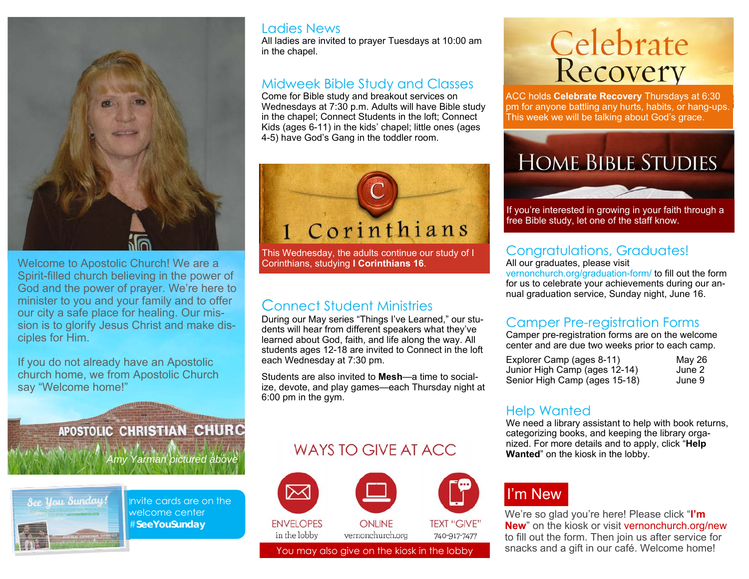Welcome to Apostolic Church! We are a Spirit-filled church believing in the power of God and the power of prayer. We're here to minister to you and your family and to offer our city a safe place for healing. Our mission is to glorify Jesus Christ and make disciples for Him.

If you do not already have an Apostolic church home, we from Apostolic Church say "Welcome home!"

APOSTOLIC CHRISTIAN CHURC

*Amy Yarman pictured above*

See You Sunday!

Invite cards are on the welcome center #**SeeYouSunday**

## Ladies News

All ladies are invited to prayer Tuesdays at 10:00 am in the chapel.

## Midweek Bible Study and Classes

Come for Bible study and breakout services on Wednesdays at 7:30 p.m. Adults will have Bible study in the chapel; Connect Students in the loft; Connect Kids (ages 6-11) in the kids' chapel; little ones (ages 4-5) have God's Gang in the toddler room.

## I Corinthians

This Wednesday, the adults continue our study of I Corinthians, studying **I Corinthians 16**.

## Connect Student Ministries

During our May series "Things I've Learned," our students will hear from different speakers what they've learned about God, faith, and life along the way. All students ages 12-18 are invited to Connect in the loft each Wednesday at 7:30 pm.

Students are also invited to **Mesh**—a time to socialize, devote, and play games—each Thursday night at 6:00 pm in the gym.

## WAYS TO GIVE AT ACC

| ENVELOPES | ONLINE | TEXT "GIVE" |
|---|---|---|
| in the lobby | vernonchurch.org | 740-917-7477 |

You may also give on the kiosk in the lobby

## Celebrate Recovery

ACC holds **Celebrate Recovery** Thursdays at 6:30 pm for anyone battling any hurts, habits, or hang-ups. This week we will be talking about God's grace.

## Home Bible Studies

If you're interested in growing in your faith through a free Bible study, let one of the staff know.

## Congratulations, Graduates!

All our graduates, please visit vernonchurch.org/graduation-form/ to fill out the form for us to celebrate your achievements during our annual graduation service, Sunday night, June 16.

## Camper Pre-registration Forms

Camper pre-registration forms are on the welcome center and are due two weeks prior to each camp.

| | |
|---|---|
| Explorer Camp (ages 8-11) | May 26 |
| Junior High Camp (ages 12-14) | June 2 |
| Senior High Camp (ages 15-18) | June 9 |

## Help Wanted

We need a library assistant to help with book returns, categorizing books, and keeping the library organized. For more details and to apply, click "**Help Wanted**" on the kiosk in the lobby.

## I'm New

We're so glad you're here! Please click "**I'm New**" on the kiosk or visit vernonchurch.org/new to fill out the form. Then join us after service for snacks and a gift in our café. Welcome home!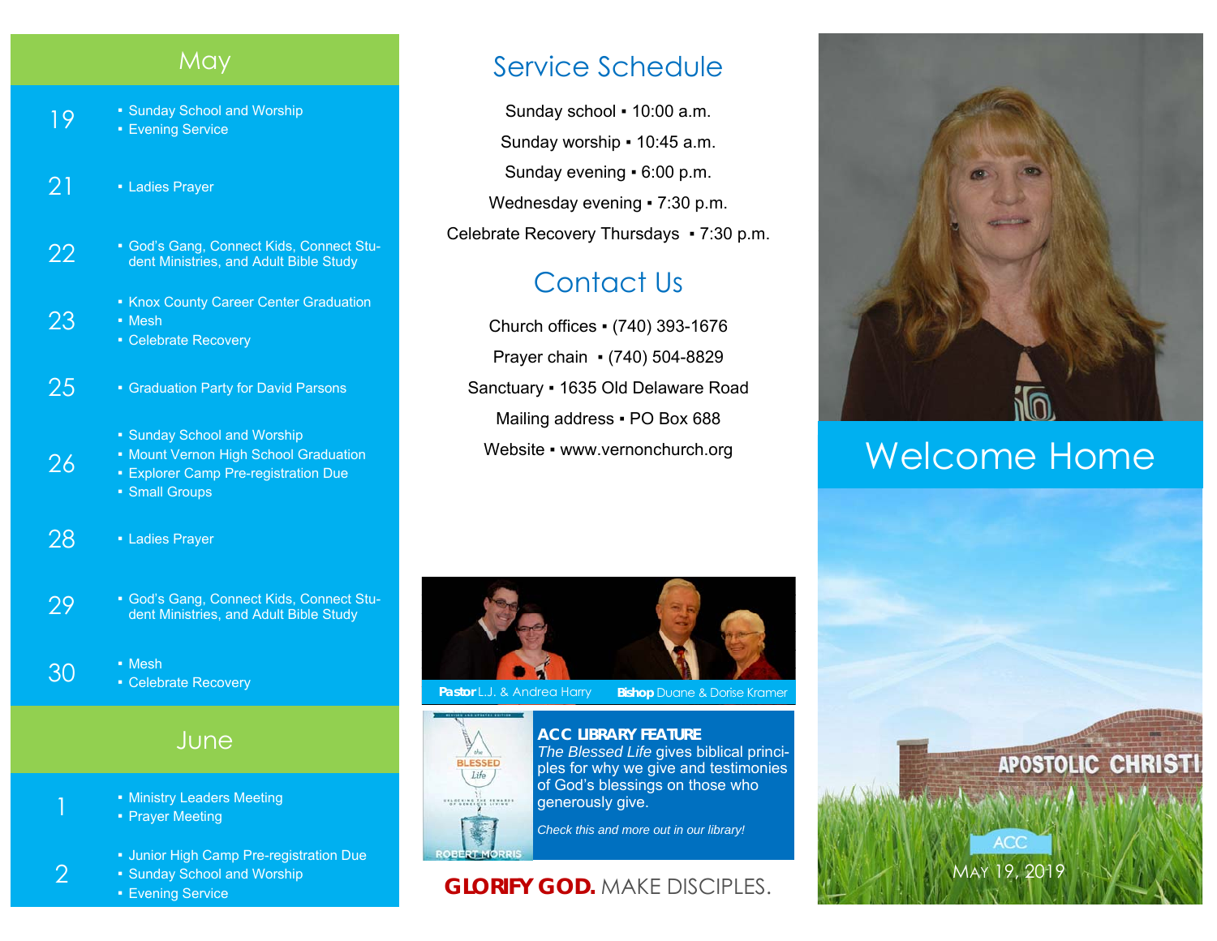## May

**19**
- Sunday School and Worship
- Evening Service

**21**
- Ladies Prayer

**22**
- God's Gang, Connect Kids, Connect Student Ministries, and Adult Bible Study

**23**
- Knox County Career Center Graduation
- Mesh
- Celebrate Recovery

**25**
- Graduation Party for David Parsons

**26**
- Sunday School and Worship
- Mount Vernon High School Graduation
- Explorer Camp Pre-registration Due
- Small Groups

**28**
- Ladies Prayer

**29**
- God's Gang, Connect Kids, Connect Student Ministries, and Adult Bible Study

**30**
- Mesh
- Celebrate Recovery

## June

**1**
- Ministry Leaders Meeting
- Prayer Meeting

**2**
- Junior High Camp Pre-registration Due
- Sunday School and Worship
- Evening Service

## Service Schedule

Sunday school ▪ 10:00 a.m.

Sunday worship ▪ 10:45 a.m.

Sunday evening ▪ 6:00 p.m.

Wednesday evening ▪ 7:30 p.m.

Celebrate Recovery Thursdays ▪ 7:30 p.m.

## Contact Us

Church offices ▪ (740) 393-1676

Prayer chain ▪ (740) 504-8829

Sanctuary ▪ 1635 Old Delaware Road

Mailing address ▪ PO Box 688

Website ▪ www.vernonchurch.org

**Pastor** L.J. & Andrea Harry **Bishop** Duane & Dorise Kramer

**ACC LIBRARY FEATURE**

*The Blessed Life* gives biblical principles for why we give and testimonies of God's blessings on those who generously give.

*Check this and more out in our library!*

**GLORIFY GOD.** MAKE DISCIPLES.

# Welcome Home

APOSTOLIC CHRISTI

ACC

MAY 19, 2019